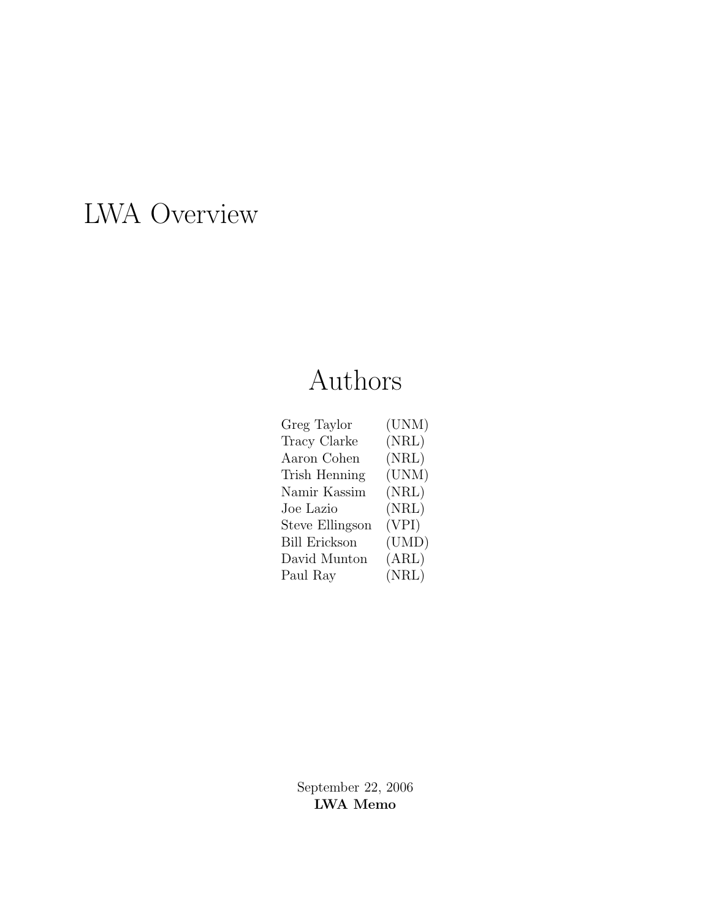# LWA Overview

## Authors

| | |
|---|---|
| Greg Taylor | (UNM) |
| Tracy Clarke | (NRL) |
| Aaron Cohen | (NRL) |
| Trish Henning | (UNM) |
| Namir Kassim | (NRL) |
| Joe Lazio | (NRL) |
| Steve Ellingson | (VPI) |
| Bill Erickson | (UMD) |
| David Munton | (ARL) |
| Paul Ray | (NRL) |

September 22, 2006

**LWA Memo**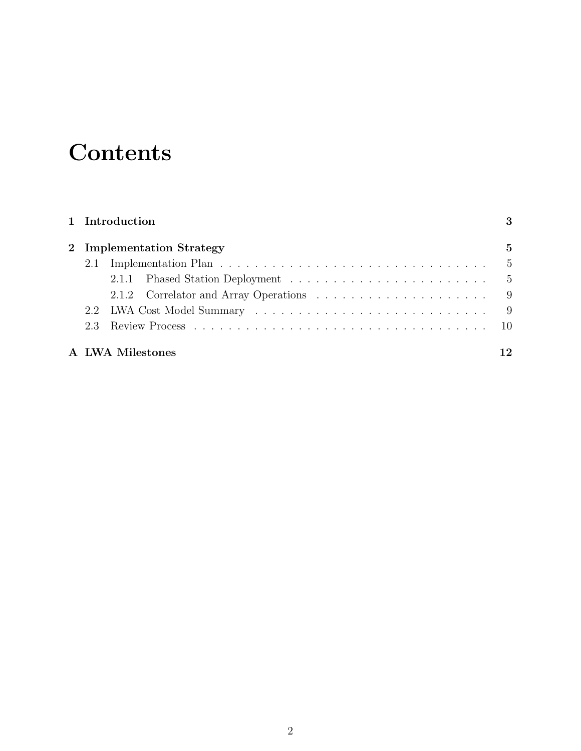# Contents

1 Introduction 3

2 Implementation Strategy 5

- 2.1 Implementation Plan . . . . . . . . . . 5
  - 2.1.1 Phased Station Deployment . . . . . . . . . . 5
  - 2.1.2 Correlator and Array Operations . . . . . . . . . . 9
- 2.2 LWA Cost Model Summary . . . . . . . . . . 9
- 2.3 Review Process . . . . . . . . . . 10

A LWA Milestones 12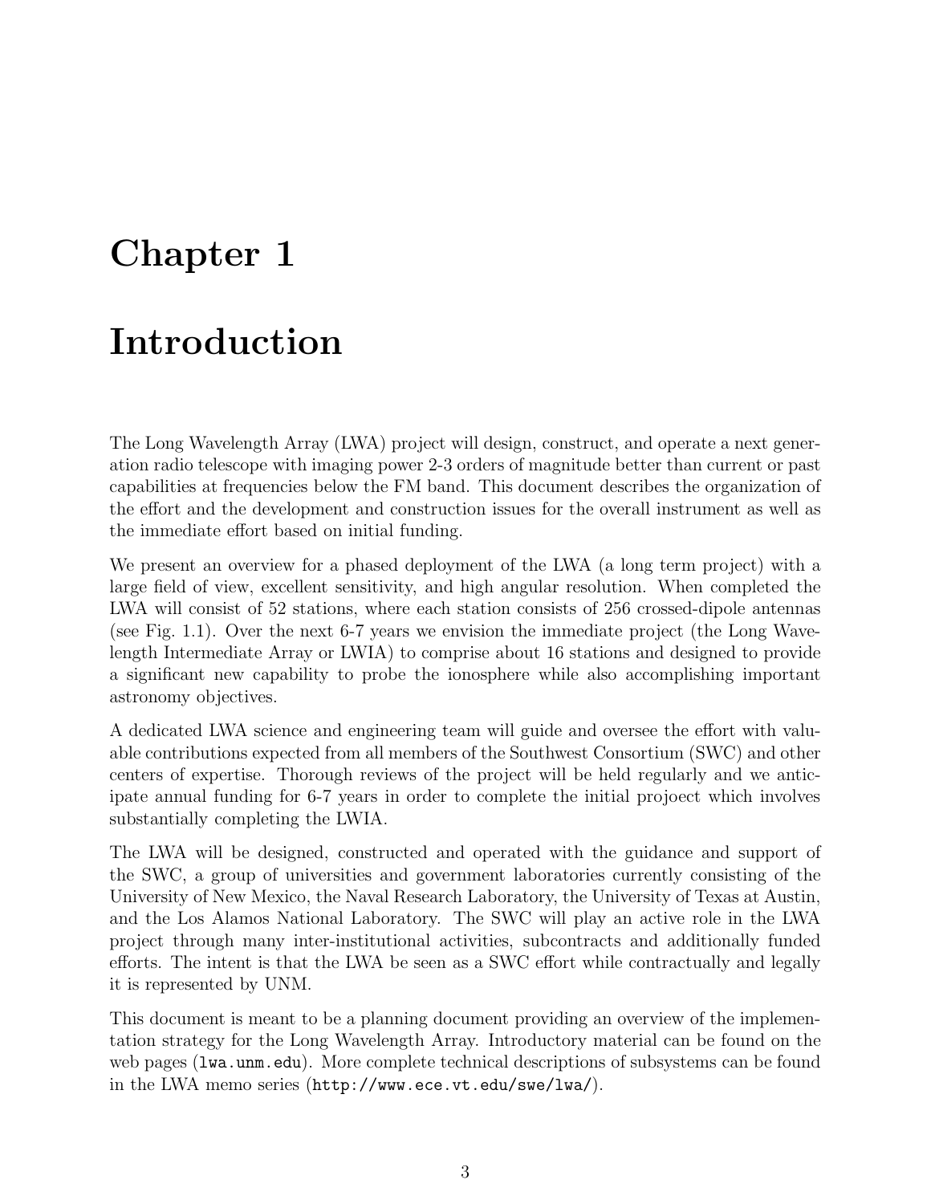# Chapter 1

# Introduction

The Long Wavelength Array (LWA) project will design, construct, and operate a next generation radio telescope with imaging power 2-3 orders of magnitude better than current or past capabilities at frequencies below the FM band. This document describes the organization of the effort and the development and construction issues for the overall instrument as well as the immediate effort based on initial funding.

We present an overview for a phased deployment of the LWA (a long term project) with a large field of view, excellent sensitivity, and high angular resolution. When completed the LWA will consist of 52 stations, where each station consists of 256 crossed-dipole antennas (see Fig. 1.1). Over the next 6-7 years we envision the immediate project (the Long Wavelength Intermediate Array or LWIA) to comprise about 16 stations and designed to provide a significant new capability to probe the ionosphere while also accomplishing important astronomy objectives.

A dedicated LWA science and engineering team will guide and oversee the effort with valuable contributions expected from all members of the Southwest Consortium (SWC) and other centers of expertise. Thorough reviews of the project will be held regularly and we anticipate annual funding for 6-7 years in order to complete the initial projoect which involves substantially completing the LWIA.

The LWA will be designed, constructed and operated with the guidance and support of the SWC, a group of universities and government laboratories currently consisting of the University of New Mexico, the Naval Research Laboratory, the University of Texas at Austin, and the Los Alamos National Laboratory. The SWC will play an active role in the LWA project through many inter-institutional activities, subcontracts and additionally funded efforts. The intent is that the LWA be seen as a SWC effort while contractually and legally it is represented by UNM.

This document is meant to be a planning document providing an overview of the implementation strategy for the Long Wavelength Array. Introductory material can be found on the web pages (`lwa.unm.edu`). More complete technical descriptions of subsystems can be found in the LWA memo series (`http://www.ece.vt.edu/swe/lwa/`).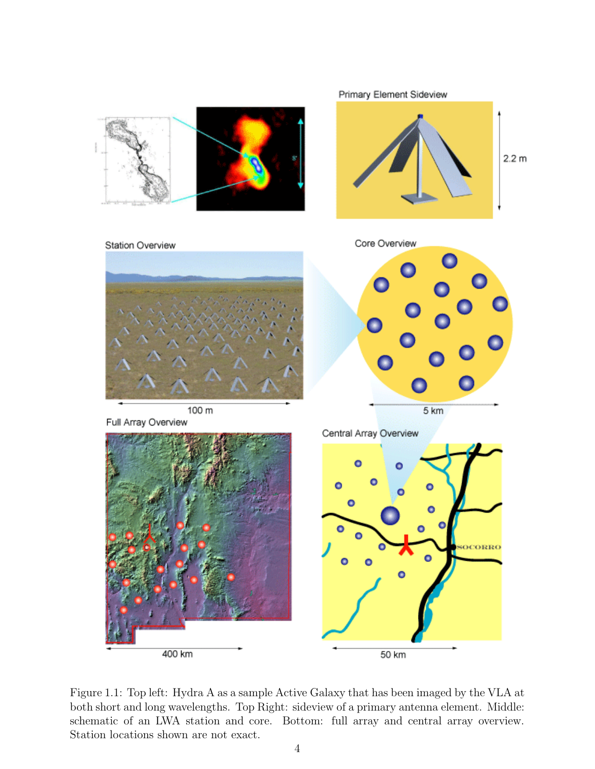Figure 1.1: Top left: Hydra A as a sample Active Galaxy that has been imaged by the VLA at both short and long wavelengths. Top Right: sideview of a primary antenna element. Middle: schematic of an LWA station and core. Bottom: full array and central array overview. Station locations shown are not exact.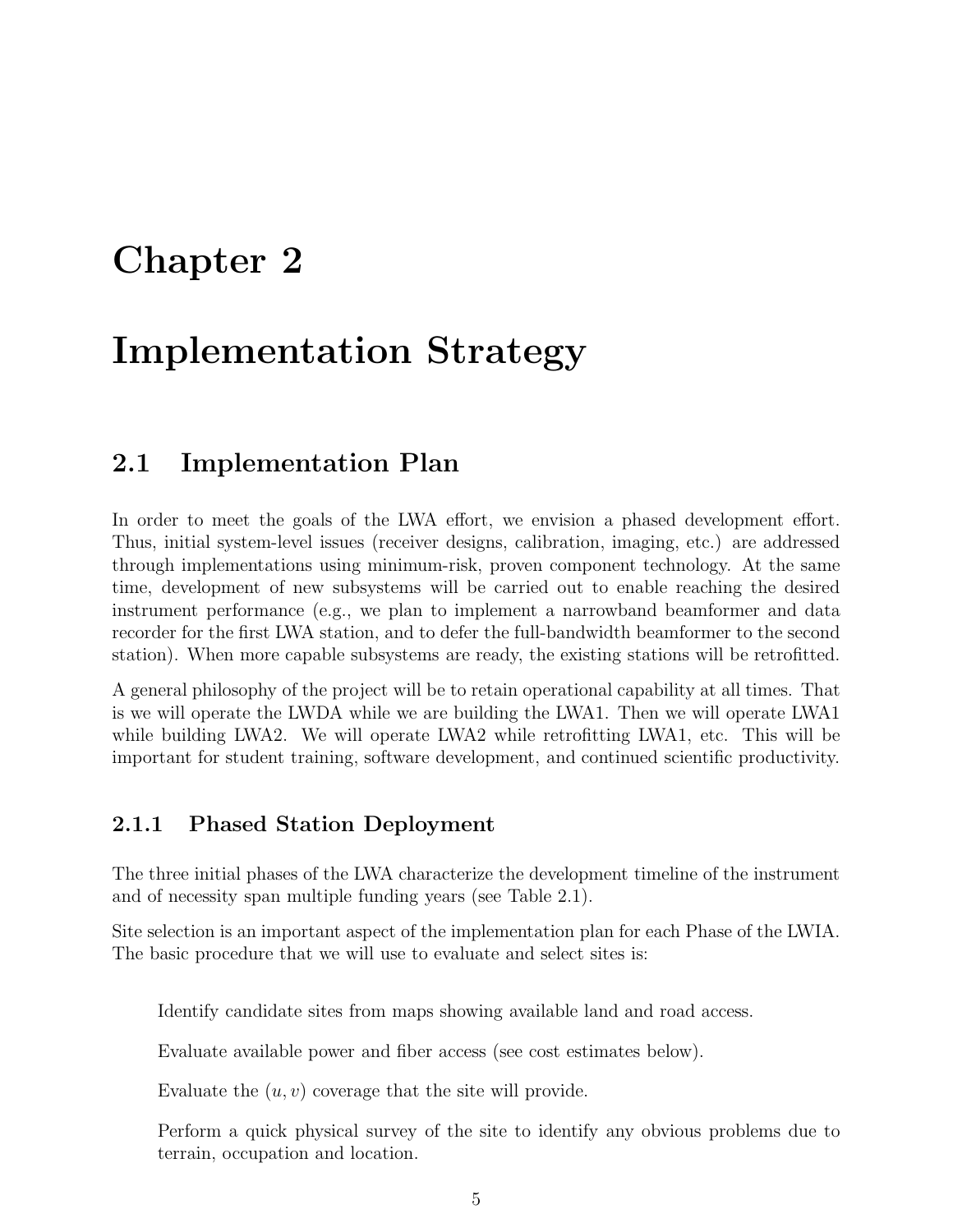# Chapter 2

# Implementation Strategy

## 2.1 Implementation Plan

In order to meet the goals of the LWA effort, we envision a phased development effort. Thus, initial system-level issues (receiver designs, calibration, imaging, etc.) are addressed through implementations using minimum-risk, proven component technology. At the same time, development of new subsystems will be carried out to enable reaching the desired instrument performance (e.g., we plan to implement a narrowband beamformer and data recorder for the first LWA station, and to defer the full-bandwidth beamformer to the second station). When more capable subsystems are ready, the existing stations will be retrofitted.

A general philosophy of the project will be to retain operational capability at all times. That is we will operate the LWDA while we are building the LWA1. Then we will operate LWA1 while building LWA2. We will operate LWA2 while retrofitting LWA1, etc. This will be important for student training, software development, and continued scientific productivity.

### 2.1.1 Phased Station Deployment

The three initial phases of the LWA characterize the development timeline of the instrument and of necessity span multiple funding years (see Table 2.1).

Site selection is an important aspect of the implementation plan for each Phase of the LWIA. The basic procedure that we will use to evaluate and select sites is:

Identify candidate sites from maps showing available land and road access.

Evaluate available power and fiber access (see cost estimates below).

Evaluate the $(u, v)$ coverage that the site will provide.

Perform a quick physical survey of the site to identify any obvious problems due to terrain, occupation and location.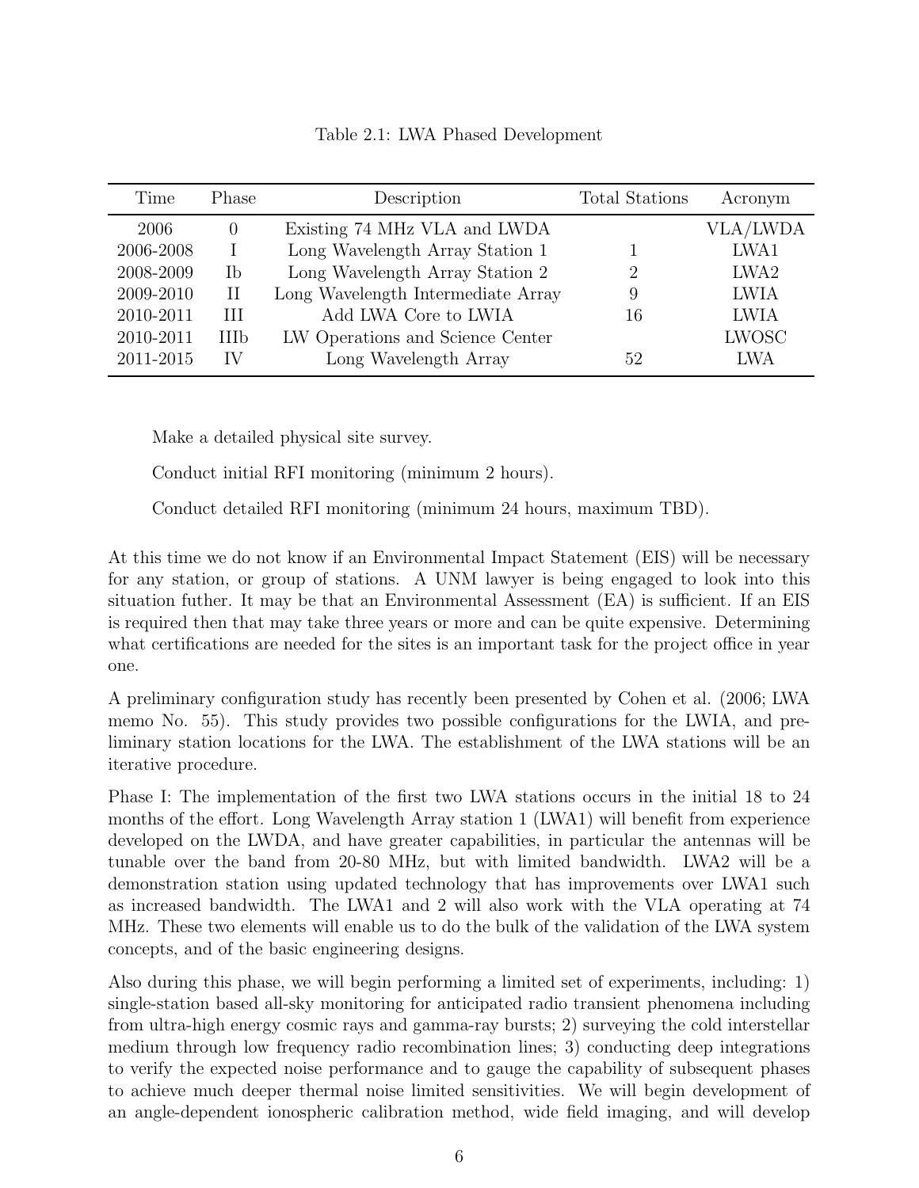Table 2.1: LWA Phased Development

| Time | Phase | Description | Total Stations | Acronym |
|---|---|---|---|---|
| 2006 | 0 | Existing 74 MHz VLA and LWDA | | VLA/LWDA |
| 2006-2008 | I | Long Wavelength Array Station 1 | 1 | LWA1 |
| 2008-2009 | Ib | Long Wavelength Array Station 2 | 2 | LWA2 |
| 2009-2010 | II | Long Wavelength Intermediate Array | 9 | LWIA |
| 2010-2011 | III | Add LWA Core to LWIA | 16 | LWIA |
| 2010-2011 | IIIb | LW Operations and Science Center | | LWOSC |
| 2011-2015 | IV | Long Wavelength Array | 52 | LWA |

Make a detailed physical site survey.

Conduct initial RFI monitoring (minimum 2 hours).

Conduct detailed RFI monitoring (minimum 24 hours, maximum TBD).

At this time we do not know if an Environmental Impact Statement (EIS) will be necessary for any station, or group of stations. A UNM lawyer is being engaged to look into this situation futher. It may be that an Environmental Assessment (EA) is sufficient. If an EIS is required then that may take three years or more and can be quite expensive. Determining what certifications are needed for the sites is an important task for the project office in year one.

A preliminary configuration study has recently been presented by Cohen et al. (2006; LWA memo No. 55). This study provides two possible configurations for the LWIA, and preliminary station locations for the LWA. The establishment of the LWA stations will be an iterative procedure.

Phase I: The implementation of the first two LWA stations occurs in the initial 18 to 24 months of the effort. Long Wavelength Array station 1 (LWA1) will benefit from experience developed on the LWDA, and have greater capabilities, in particular the antennas will be tunable over the band from 20-80 MHz, but with limited bandwidth. LWA2 will be a demonstration station using updated technology that has improvements over LWA1 such as increased bandwidth. The LWA1 and 2 will also work with the VLA operating at 74 MHz. These two elements will enable us to do the bulk of the validation of the LWA system concepts, and of the basic engineering designs.

Also during this phase, we will begin performing a limited set of experiments, including: 1) single-station based all-sky monitoring for anticipated radio transient phenomena including from ultra-high energy cosmic rays and gamma-ray bursts; 2) surveying the cold interstellar medium through low frequency radio recombination lines; 3) conducting deep integrations to verify the expected noise performance and to gauge the capability of subsequent phases to achieve much deeper thermal noise limited sensitivities. We will begin development of an angle-dependent ionospheric calibration method, wide field imaging, and will develop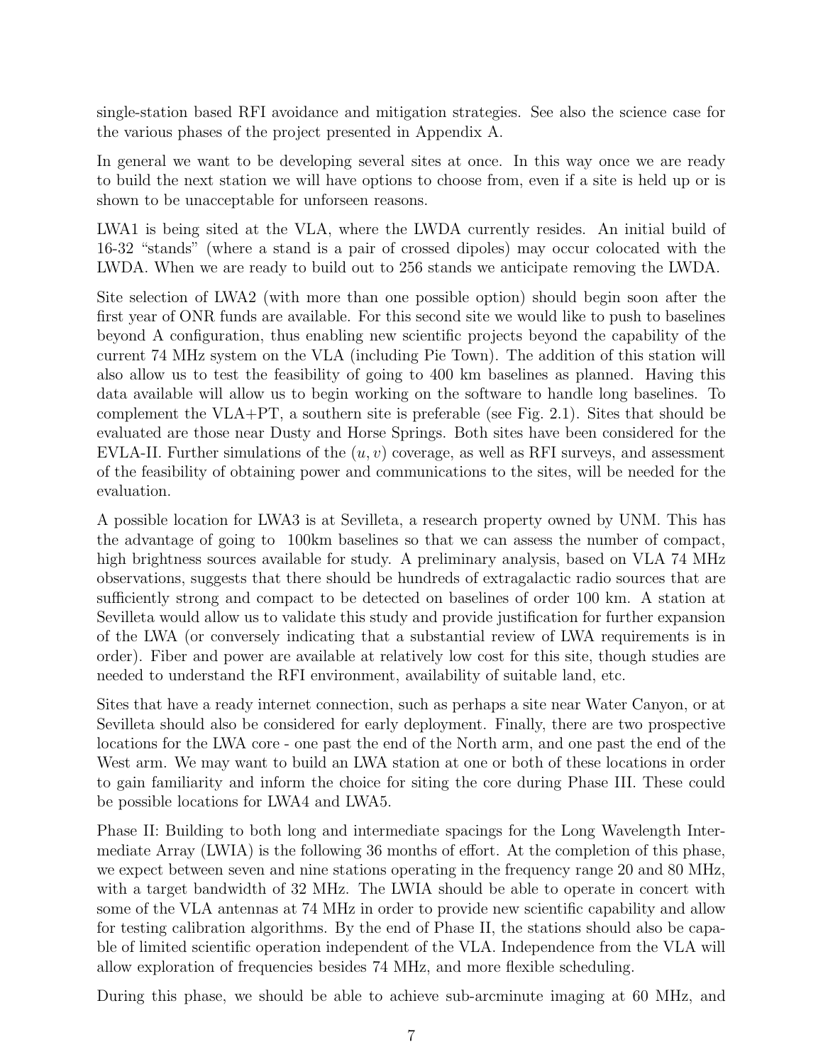single-station based RFI avoidance and mitigation strategies. See also the science case for the various phases of the project presented in Appendix A.

In general we want to be developing several sites at once. In this way once we are ready to build the next station we will have options to choose from, even if a site is held up or is shown to be unacceptable for unforseen reasons.

LWA1 is being sited at the VLA, where the LWDA currently resides. An initial build of 16-32 "stands" (where a stand is a pair of crossed dipoles) may occur colocated with the LWDA. When we are ready to build out to 256 stands we anticipate removing the LWDA.

Site selection of LWA2 (with more than one possible option) should begin soon after the first year of ONR funds are available. For this second site we would like to push to baselines beyond A configuration, thus enabling new scientific projects beyond the capability of the current 74 MHz system on the VLA (including Pie Town). The addition of this station will also allow us to test the feasibility of going to 400 km baselines as planned. Having this data available will allow us to begin working on the software to handle long baselines. To complement the VLA+PT, a southern site is preferable (see Fig. 2.1). Sites that should be evaluated are those near Dusty and Horse Springs. Both sites have been considered for the EVLA-II. Further simulations of the $(u, v)$ coverage, as well as RFI surveys, and assessment of the feasibility of obtaining power and communications to the sites, will be needed for the evaluation.

A possible location for LWA3 is at Sevilleta, a research property owned by UNM. This has the advantage of going to 100km baselines so that we can assess the number of compact, high brightness sources available for study. A preliminary analysis, based on VLA 74 MHz observations, suggests that there should be hundreds of extragalactic radio sources that are sufficiently strong and compact to be detected on baselines of order 100 km. A station at Sevilleta would allow us to validate this study and provide justification for further expansion of the LWA (or conversely indicating that a substantial review of LWA requirements is in order). Fiber and power are available at relatively low cost for this site, though studies are needed to understand the RFI environment, availability of suitable land, etc.

Sites that have a ready internet connection, such as perhaps a site near Water Canyon, or at Sevilleta should also be considered for early deployment. Finally, there are two prospective locations for the LWA core - one past the end of the North arm, and one past the end of the West arm. We may want to build an LWA station at one or both of these locations in order to gain familiarity and inform the choice for siting the core during Phase III. These could be possible locations for LWA4 and LWA5.

Phase II: Building to both long and intermediate spacings for the Long Wavelength Intermediate Array (LWIA) is the following 36 months of effort. At the completion of this phase, we expect between seven and nine stations operating in the frequency range 20 and 80 MHz, with a target bandwidth of 32 MHz. The LWIA should be able to operate in concert with some of the VLA antennas at 74 MHz in order to provide new scientific capability and allow for testing calibration algorithms. By the end of Phase II, the stations should also be capable of limited scientific operation independent of the VLA. Independence from the VLA will allow exploration of frequencies besides 74 MHz, and more flexible scheduling.

During this phase, we should be able to achieve sub-arcminute imaging at 60 MHz, and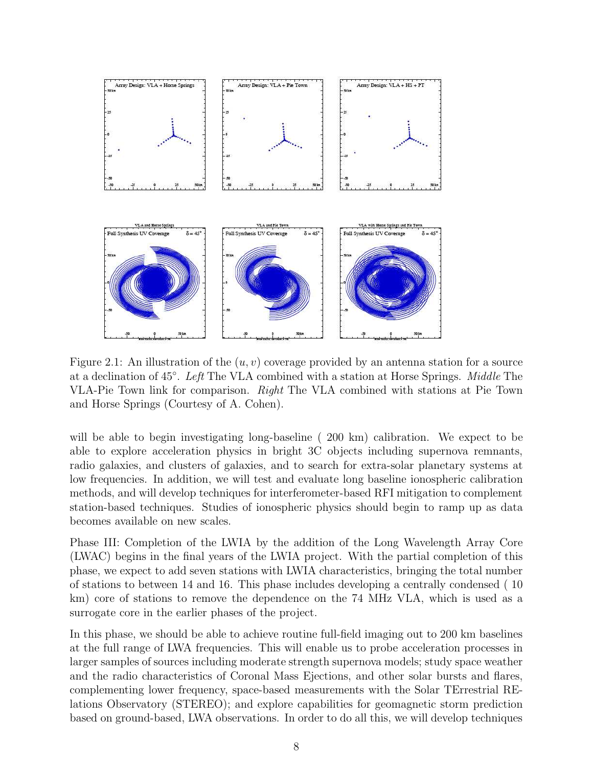Figure 2.1: An illustration of the $(u, v)$ coverage provided by an antenna station for a source at a declination of 45°. *Left* The VLA combined with a station at Horse Springs. *Middle* The VLA-Pie Town link for comparison. *Right* The VLA combined with stations at Pie Town and Horse Springs (Courtesy of A. Cohen).

will be able to begin investigating long-baseline ( 200 km) calibration. We expect to be able to explore acceleration physics in bright 3C objects including supernova remnants, radio galaxies, and clusters of galaxies, and to search for extra-solar planetary systems at low frequencies. In addition, we will test and evaluate long baseline ionospheric calibration methods, and will develop techniques for interferometer-based RFI mitigation to complement station-based techniques. Studies of ionospheric physics should begin to ramp up as data becomes available on new scales.

Phase III: Completion of the LWIA by the addition of the Long Wavelength Array Core (LWAC) begins in the final years of the LWIA project. With the partial completion of this phase, we expect to add seven stations with LWIA characteristics, bringing the total number of stations to between 14 and 16. This phase includes developing a centrally condensed ( 10 km) core of stations to remove the dependence on the 74 MHz VLA, which is used as a surrogate core in the earlier phases of the project.

In this phase, we should be able to achieve routine full-field imaging out to 200 km baselines at the full range of LWA frequencies. This will enable us to probe acceleration processes in larger samples of sources including moderate strength supernova models; study space weather and the radio characteristics of Coronal Mass Ejections, and other solar bursts and flares, complementing lower frequency, space-based measurements with the Solar TErrestrial RElations Observatory (STEREO); and explore capabilities for geomagnetic storm prediction based on ground-based, LWA observations. In order to do all this, we will develop techniques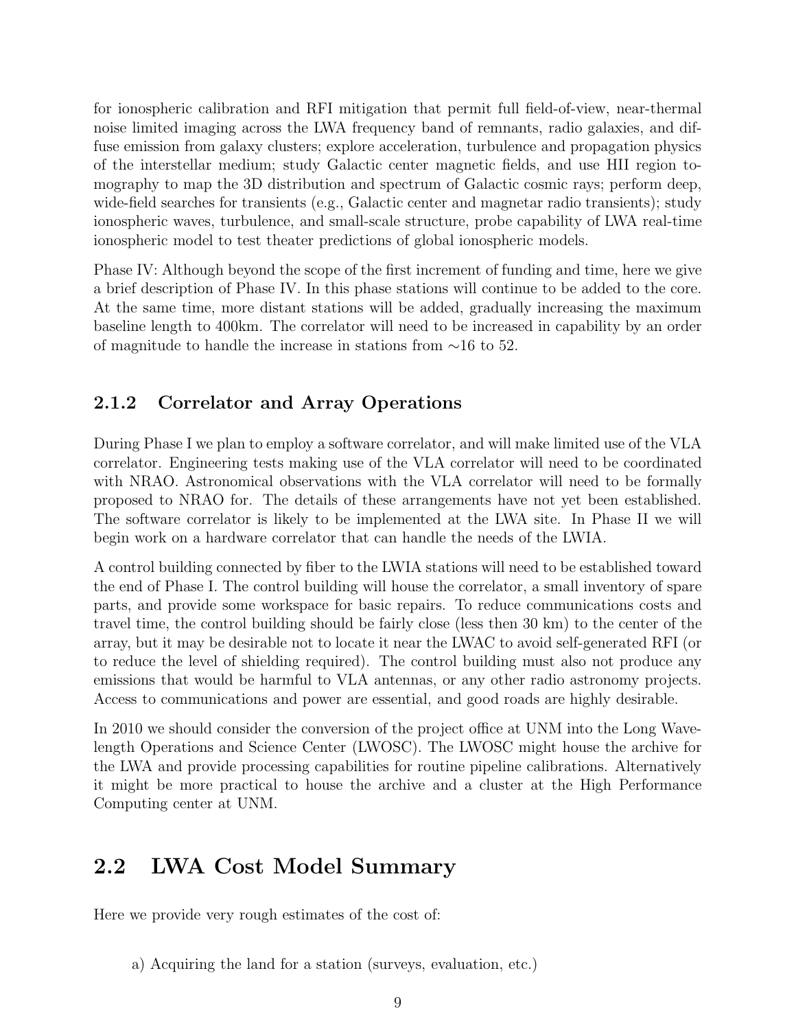for ionospheric calibration and RFI mitigation that permit full field-of-view, near-thermal noise limited imaging across the LWA frequency band of remnants, radio galaxies, and diffuse emission from galaxy clusters; explore acceleration, turbulence and propagation physics of the interstellar medium; study Galactic center magnetic fields, and use HII region tomography to map the 3D distribution and spectrum of Galactic cosmic rays; perform deep, wide-field searches for transients (e.g., Galactic center and magnetar radio transients); study ionospheric waves, turbulence, and small-scale structure, probe capability of LWA real-time ionospheric model to test theater predictions of global ionospheric models.

Phase IV: Although beyond the scope of the first increment of funding and time, here we give a brief description of Phase IV. In this phase stations will continue to be added to the core. At the same time, more distant stations will be added, gradually increasing the maximum baseline length to 400km. The correlator will need to be increased in capability by an order of magnitude to handle the increase in stations from ∼16 to 52.

### 2.1.2 Correlator and Array Operations

During Phase I we plan to employ a software correlator, and will make limited use of the VLA correlator. Engineering tests making use of the VLA correlator will need to be coordinated with NRAO. Astronomical observations with the VLA correlator will need to be formally proposed to NRAO for. The details of these arrangements have not yet been established. The software correlator is likely to be implemented at the LWA site. In Phase II we will begin work on a hardware correlator that can handle the needs of the LWIA.

A control building connected by fiber to the LWIA stations will need to be established toward the end of Phase I. The control building will house the correlator, a small inventory of spare parts, and provide some workspace for basic repairs. To reduce communications costs and travel time, the control building should be fairly close (less then 30 km) to the center of the array, but it may be desirable not to locate it near the LWAC to avoid self-generated RFI (or to reduce the level of shielding required). The control building must also not produce any emissions that would be harmful to VLA antennas, or any other radio astronomy projects. Access to communications and power are essential, and good roads are highly desirable.

In 2010 we should consider the conversion of the project office at UNM into the Long Wavelength Operations and Science Center (LWOSC). The LWOSC might house the archive for the LWA and provide processing capabilities for routine pipeline calibrations. Alternatively it might be more practical to house the archive and a cluster at the High Performance Computing center at UNM.

## 2.2 LWA Cost Model Summary

Here we provide very rough estimates of the cost of:

a) Acquiring the land for a station (surveys, evaluation, etc.)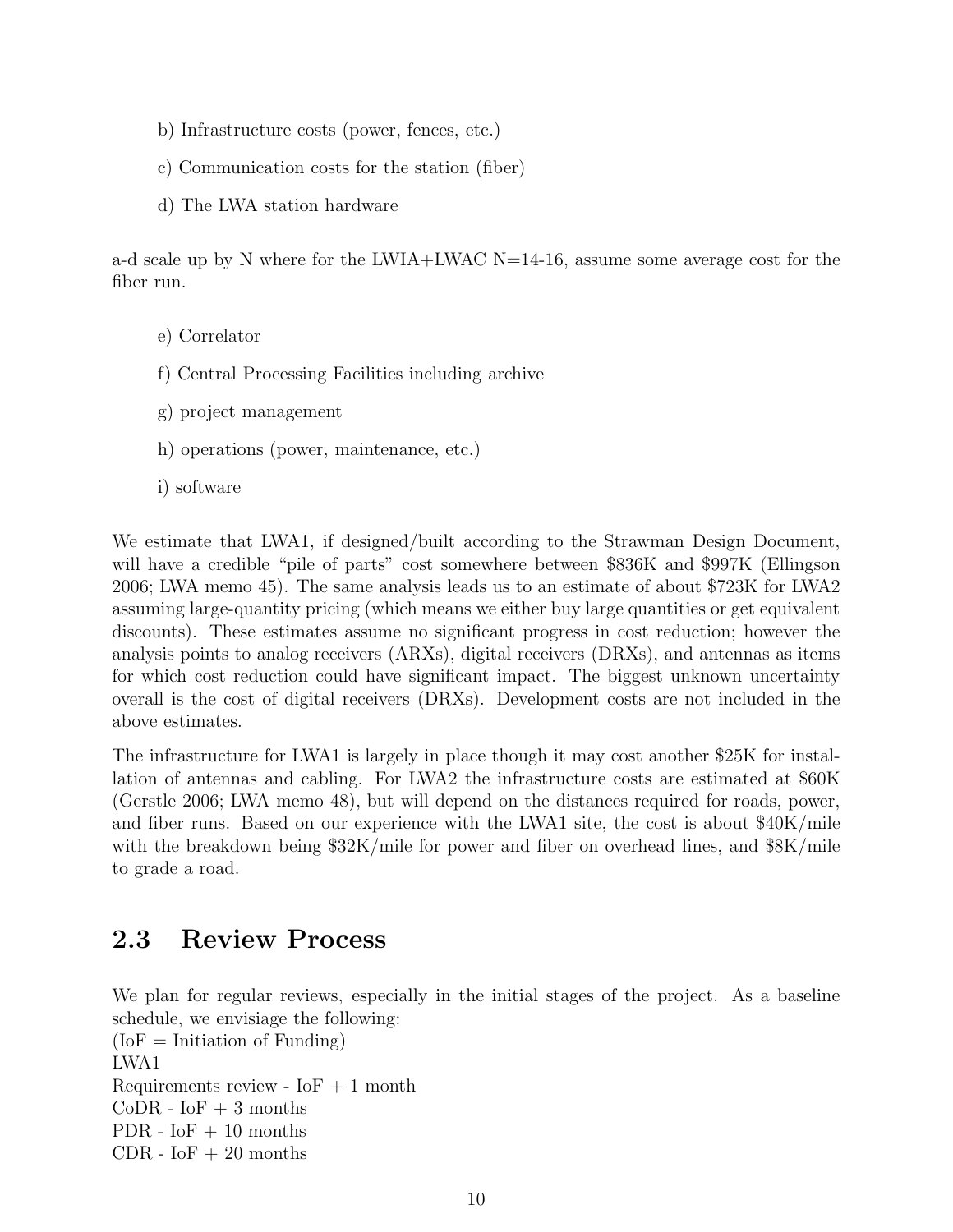b) Infrastructure costs (power, fences, etc.)

c) Communication costs for the station (fiber)

d) The LWA station hardware

a-d scale up by N where for the LWIA+LWAC N=14-16, assume some average cost for the fiber run.

e) Correlator

f) Central Processing Facilities including archive

g) project management

h) operations (power, maintenance, etc.)

i) software

We estimate that LWA1, if designed/built according to the Strawman Design Document, will have a credible "pile of parts" cost somewhere between $836K and $997K (Ellingson 2006; LWA memo 45). The same analysis leads us to an estimate of about $723K for LWA2 assuming large-quantity pricing (which means we either buy large quantities or get equivalent discounts). These estimates assume no significant progress in cost reduction; however the analysis points to analog receivers (ARXs), digital receivers (DRXs), and antennas as items for which cost reduction could have significant impact. The biggest unknown uncertainty overall is the cost of digital receivers (DRXs). Development costs are not included in the above estimates.

The infrastructure for LWA1 is largely in place though it may cost another $25K for installation of antennas and cabling. For LWA2 the infrastructure costs are estimated at $60K (Gerstle 2006; LWA memo 48), but will depend on the distances required for roads, power, and fiber runs. Based on our experience with the LWA1 site, the cost is about $40K/mile with the breakdown being $32K/mile for power and fiber on overhead lines, and $8K/mile to grade a road.

## 2.3 Review Process

We plan for regular reviews, especially in the initial stages of the project. As a baseline schedule, we envisiage the following:
(IoF = Initiation of Funding)
LWA1
Requirements review - IoF + 1 month
CoDR - IoF + 3 months
PDR - IoF + 10 months
CDR - IoF + 20 months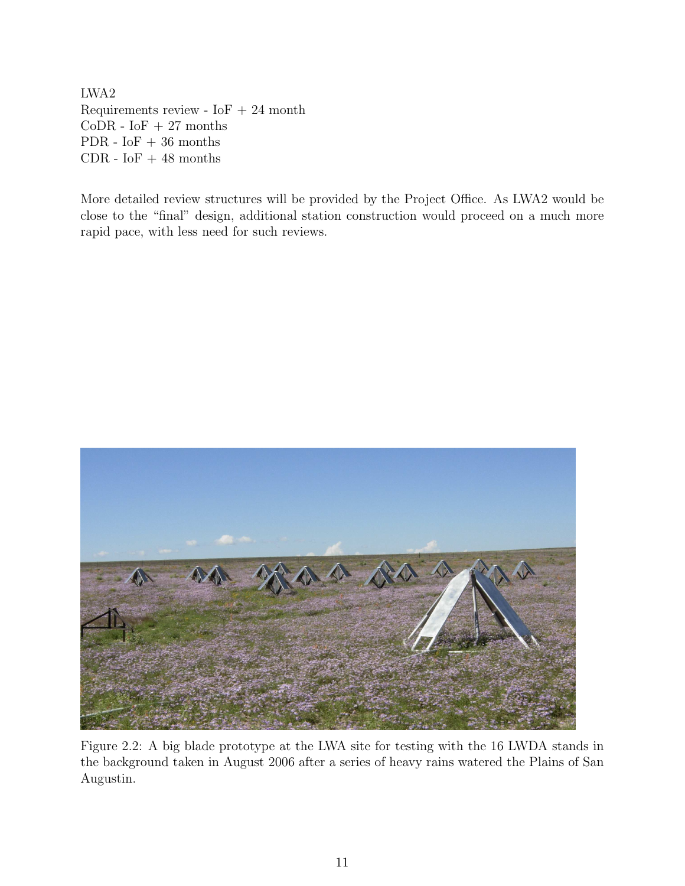LWA2
Requirements review - IoF + 24 month
CoDR - IoF + 27 months
PDR - IoF + 36 months
CDR - IoF + 48 months

More detailed review structures will be provided by the Project Office. As LWA2 would be close to the "final" design, additional station construction would proceed on a much more rapid pace, with less need for such reviews.

Figure 2.2: A big blade prototype at the LWA site for testing with the 16 LWDA stands in the background taken in August 2006 after a series of heavy rains watered the Plains of San Augustin.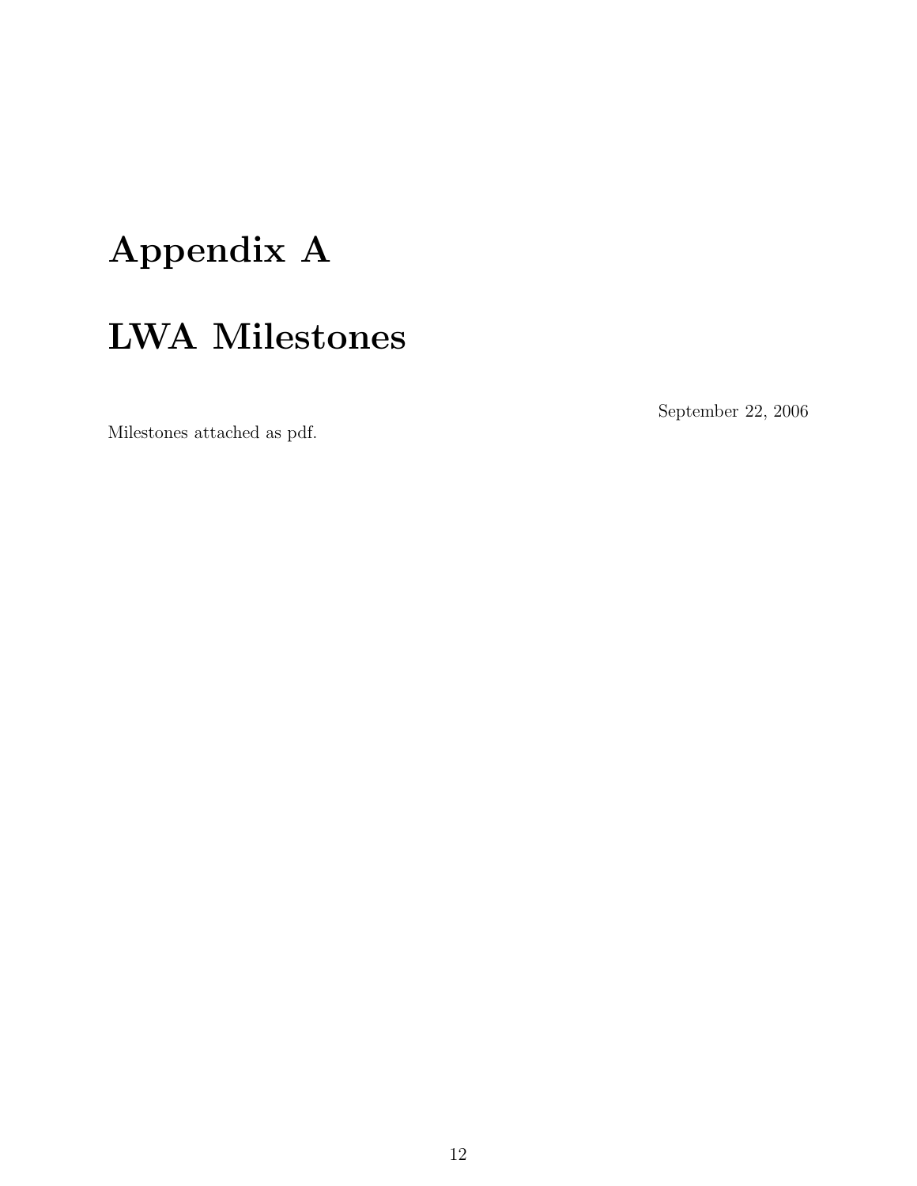# Appendix A

# LWA Milestones

September 22, 2006

Milestones attached as pdf.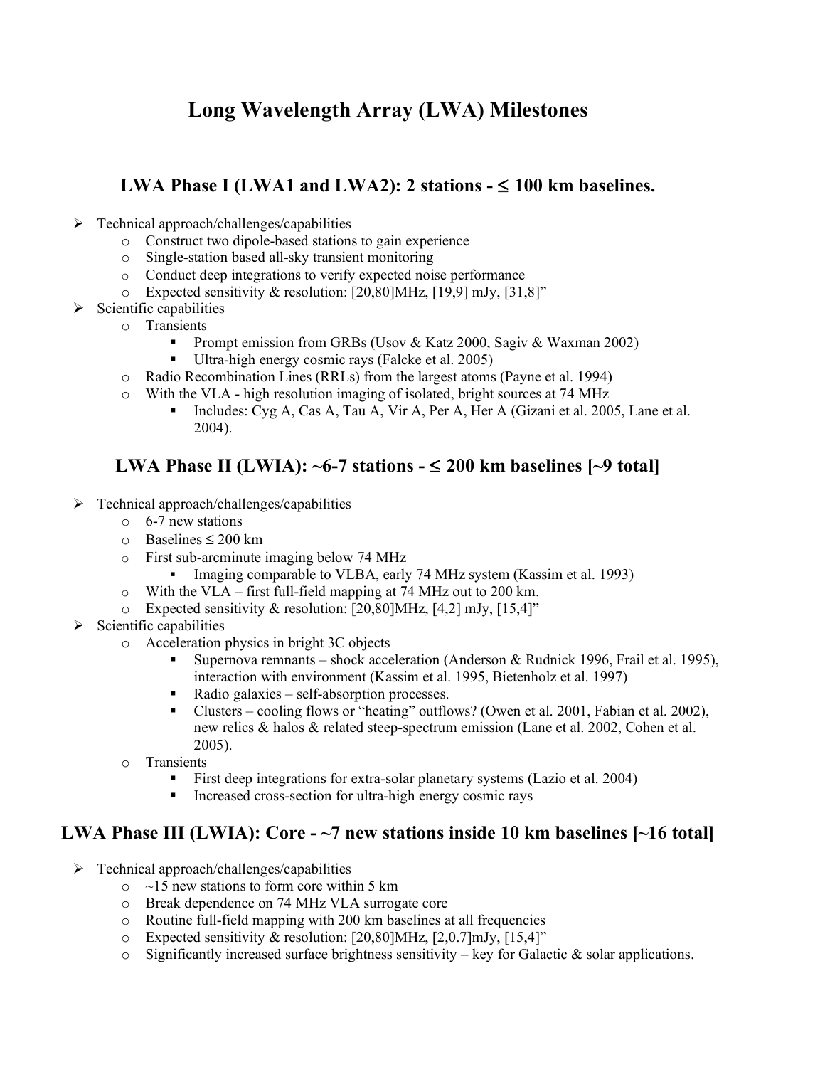# Long Wavelength Array (LWA) Milestones

## LWA Phase I (LWA1 and LWA2): 2 stations - ≤ 100 km baselines.

- Technical approach/challenges/capabilities
  - Construct two dipole-based stations to gain experience
  - Single-station based all-sky transient monitoring
  - Conduct deep integrations to verify expected noise performance
  - Expected sensitivity & resolution: [20,80]MHz, [19,9] mJy, [31,8]"
- Scientific capabilities
  - Transients
    - Prompt emission from GRBs (Usov & Katz 2000, Sagiv & Waxman 2002)
    - Ultra-high energy cosmic rays (Falcke et al. 2005)
  - Radio Recombination Lines (RRLs) from the largest atoms (Payne et al. 1994)
  - With the VLA - high resolution imaging of isolated, bright sources at 74 MHz
    - Includes: Cyg A, Cas A, Tau A, Vir A, Per A, Her A (Gizani et al. 2005, Lane et al. 2004).

## LWA Phase II (LWIA): ~6-7 stations - ≤ 200 km baselines [~9 total]

- Technical approach/challenges/capabilities
  - 6-7 new stations
  - Baselines ≤ 200 km
  - First sub-arcminute imaging below 74 MHz
    - Imaging comparable to VLBA, early 74 MHz system (Kassim et al. 1993)
  - With the VLA – first full-field mapping at 74 MHz out to 200 km.
  - Expected sensitivity & resolution: [20,80]MHz, [4,2] mJy, [15,4]"
- Scientific capabilities
  - Acceleration physics in bright 3C objects
    - Supernova remnants – shock acceleration (Anderson & Rudnick 1996, Frail et al. 1995), interaction with environment (Kassim et al. 1995, Bietenholz et al. 1997)
    - Radio galaxies – self-absorption processes.
    - Clusters – cooling flows or "heating" outflows? (Owen et al. 2001, Fabian et al. 2002), new relics & halos & related steep-spectrum emission (Lane et al. 2002, Cohen et al. 2005).
  - Transients
    - First deep integrations for extra-solar planetary systems (Lazio et al. 2004)
    - Increased cross-section for ultra-high energy cosmic rays

## LWA Phase III (LWIA): Core - ~7 new stations inside 10 km baselines [~16 total]

- Technical approach/challenges/capabilities
  - ~15 new stations to form core within 5 km
  - Break dependence on 74 MHz VLA surrogate core
  - Routine full-field mapping with 200 km baselines at all frequencies
  - Expected sensitivity & resolution: [20,80]MHz, [2,0.7]mJy, [15,4]"
  - Significantly increased surface brightness sensitivity – key for Galactic & solar applications.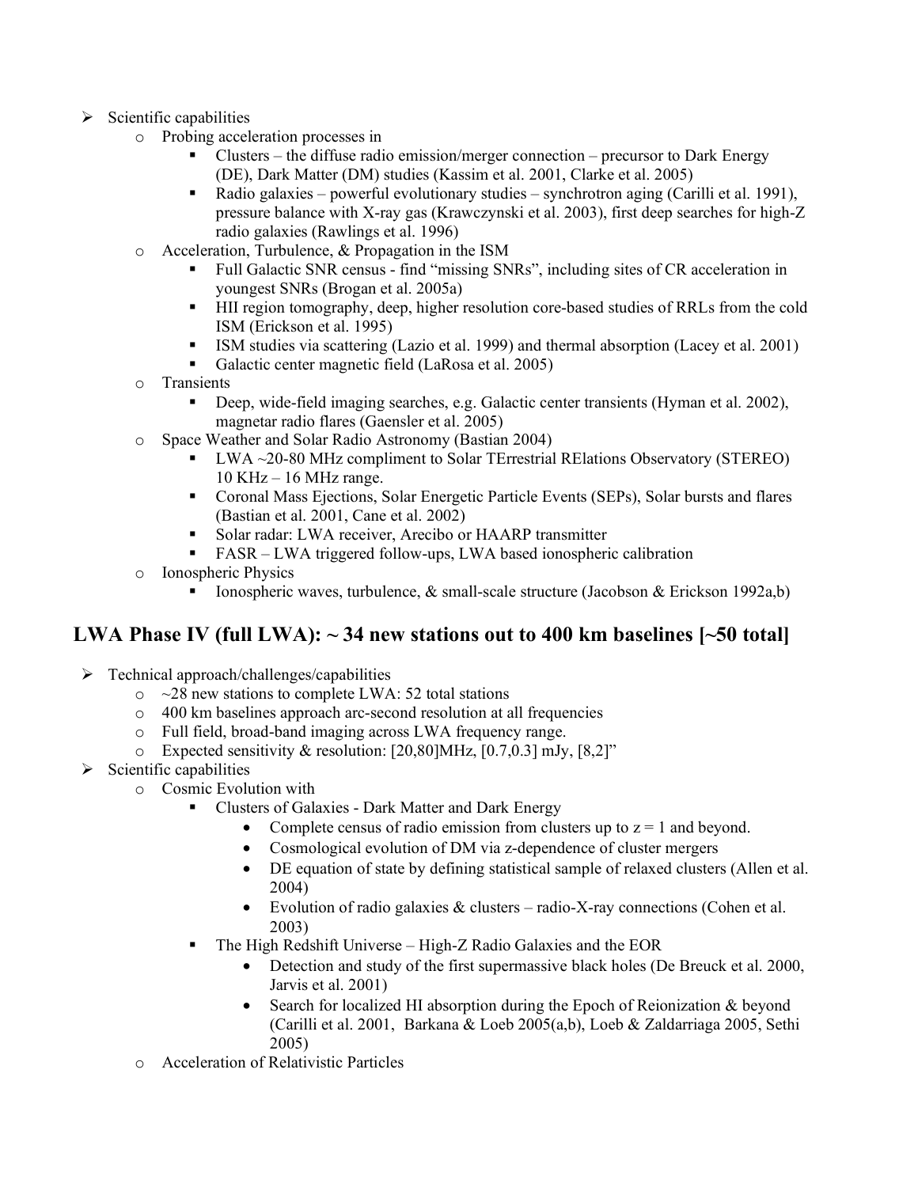- Scientific capabilities
  - Probing acceleration processes in
    - Clusters – the diffuse radio emission/merger connection – precursor to Dark Energy (DE), Dark Matter (DM) studies (Kassim et al. 2001, Clarke et al. 2005)
    - Radio galaxies – powerful evolutionary studies – synchrotron aging (Carilli et al. 1991), pressure balance with X-ray gas (Krawczynski et al. 2003), first deep searches for high-Z radio galaxies (Rawlings et al. 1996)
  - Acceleration, Turbulence, & Propagation in the ISM
    - Full Galactic SNR census - find "missing SNRs", including sites of CR acceleration in youngest SNRs (Brogan et al. 2005a)
    - HII region tomography, deep, higher resolution core-based studies of RRLs from the cold ISM (Erickson et al. 1995)
    - ISM studies via scattering (Lazio et al. 1999) and thermal absorption (Lacey et al. 2001)
    - Galactic center magnetic field (LaRosa et al. 2005)
  - Transients
    - Deep, wide-field imaging searches, e.g. Galactic center transients (Hyman et al. 2002), magnetar radio flares (Gaensler et al. 2005)
  - Space Weather and Solar Radio Astronomy (Bastian 2004)
    - LWA ~20-80 MHz compliment to Solar TErrestrial RElations Observatory (STEREO) 10 KHz – 16 MHz range.
    - Coronal Mass Ejections, Solar Energetic Particle Events (SEPs), Solar bursts and flares (Bastian et al. 2001, Cane et al. 2002)
    - Solar radar: LWA receiver, Arecibo or HAARP transmitter
    - FASR – LWA triggered follow-ups, LWA based ionospheric calibration
  - Ionospheric Physics
    - Ionospheric waves, turbulence, & small-scale structure (Jacobson & Erickson 1992a,b)

## LWA Phase IV (full LWA): ~ 34 new stations out to 400 km baselines [~50 total]

- Technical approach/challenges/capabilities
  - ~28 new stations to complete LWA: 52 total stations
  - 400 km baselines approach arc-second resolution at all frequencies
  - Full field, broad-band imaging across LWA frequency range.
  - Expected sensitivity & resolution: [20,80]MHz, [0.7,0.3] mJy, [8,2]"
- Scientific capabilities
  - Cosmic Evolution with
    - Clusters of Galaxies - Dark Matter and Dark Energy
      - Complete census of radio emission from clusters up to $z = 1$ and beyond.
      - Cosmological evolution of DM via z-dependence of cluster mergers
      - DE equation of state by defining statistical sample of relaxed clusters (Allen et al. 2004)
      - Evolution of radio galaxies & clusters – radio-X-ray connections (Cohen et al. 2003)
    - The High Redshift Universe – High-Z Radio Galaxies and the EOR
      - Detection and study of the first supermassive black holes (De Breuck et al. 2000, Jarvis et al. 2001)
      - Search for localized HI absorption during the Epoch of Reionization & beyond (Carilli et al. 2001, Barkana & Loeb 2005(a,b), Loeb & Zaldarriaga 2005, Sethi 2005)
  - Acceleration of Relativistic Particles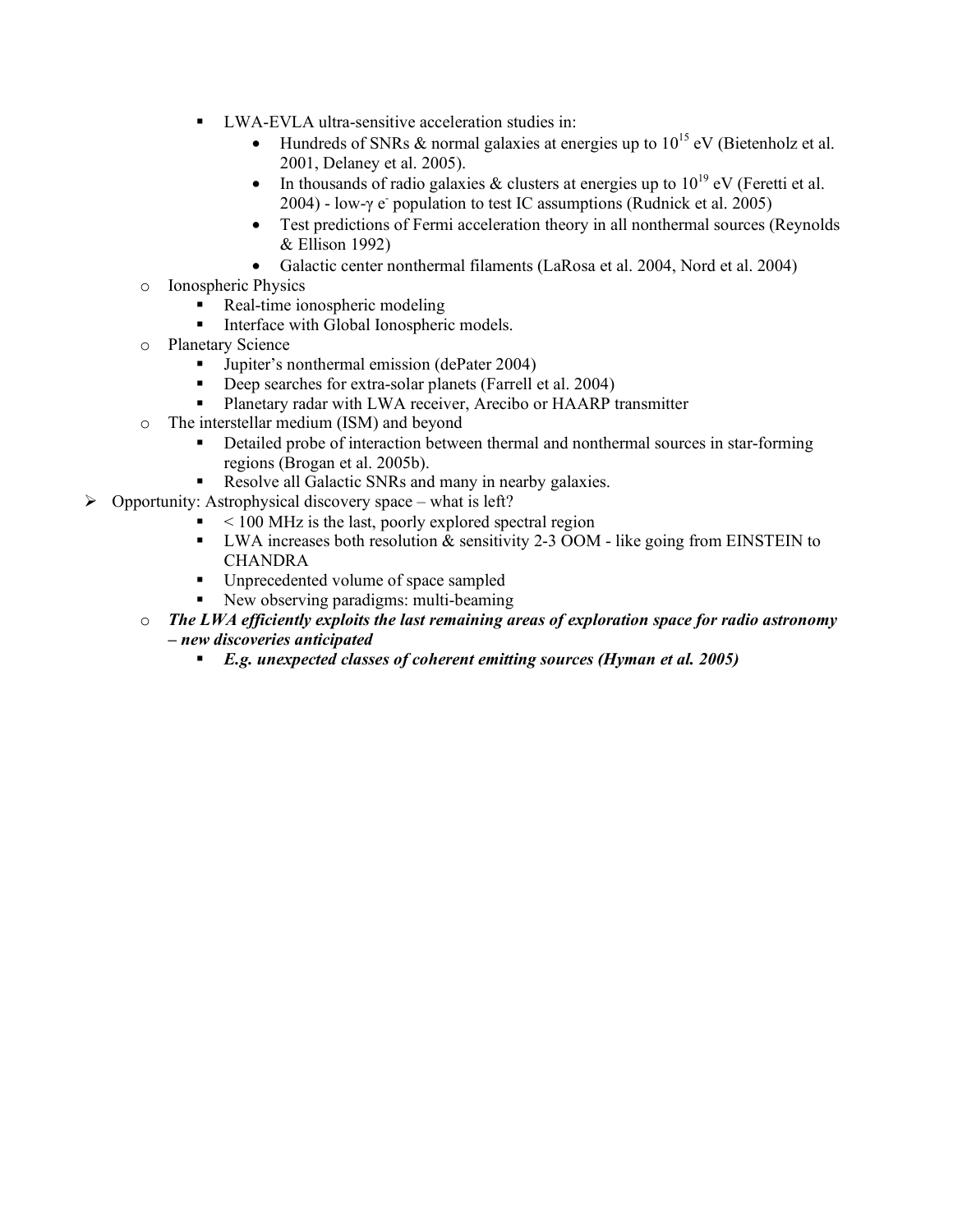- LWA-EVLA ultra-sensitive acceleration studies in:
            - Hundreds of SNRs & normal galaxies at energies up to $10^{15}$ eV (Bietenholz et al. 2001, Delaney et al. 2005).
            - In thousands of radio galaxies & clusters at energies up to $10^{19}$ eV (Feretti et al. 2004) - low-$\gamma$ $e^-$ population to test IC assumptions (Rudnick et al. 2005)
            - Test predictions of Fermi acceleration theory in all nonthermal sources (Reynolds & Ellison 1992)
            - Galactic center nonthermal filaments (LaRosa et al. 2004, Nord et al. 2004)
    - Ionospheric Physics
        - Real-time ionospheric modeling
        - Interface with Global Ionospheric models.
    - Planetary Science
        - Jupiter's nonthermal emission (dePater 2004)
        - Deep searches for extra-solar planets (Farrell et al. 2004)
        - Planetary radar with LWA receiver, Arecibo or HAARP transmitter
    - The interstellar medium (ISM) and beyond
        - Detailed probe of interaction between thermal and nonthermal sources in star-forming regions (Brogan et al. 2005b).
        - Resolve all Galactic SNRs and many in nearby galaxies.
- Opportunity: Astrophysical discovery space – what is left?
        - < 100 MHz is the last, poorly explored spectral region
        - LWA increases both resolution & sensitivity 2-3 OOM - like going from EINSTEIN to CHANDRA
        - Unprecedented volume of space sampled
        - New observing paradigms: multi-beaming
    - ***The LWA efficiently exploits the last remaining areas of exploration space for radio astronomy – new discoveries anticipated***
        - ***E.g. unexpected classes of coherent emitting sources (Hyman et al. 2005)***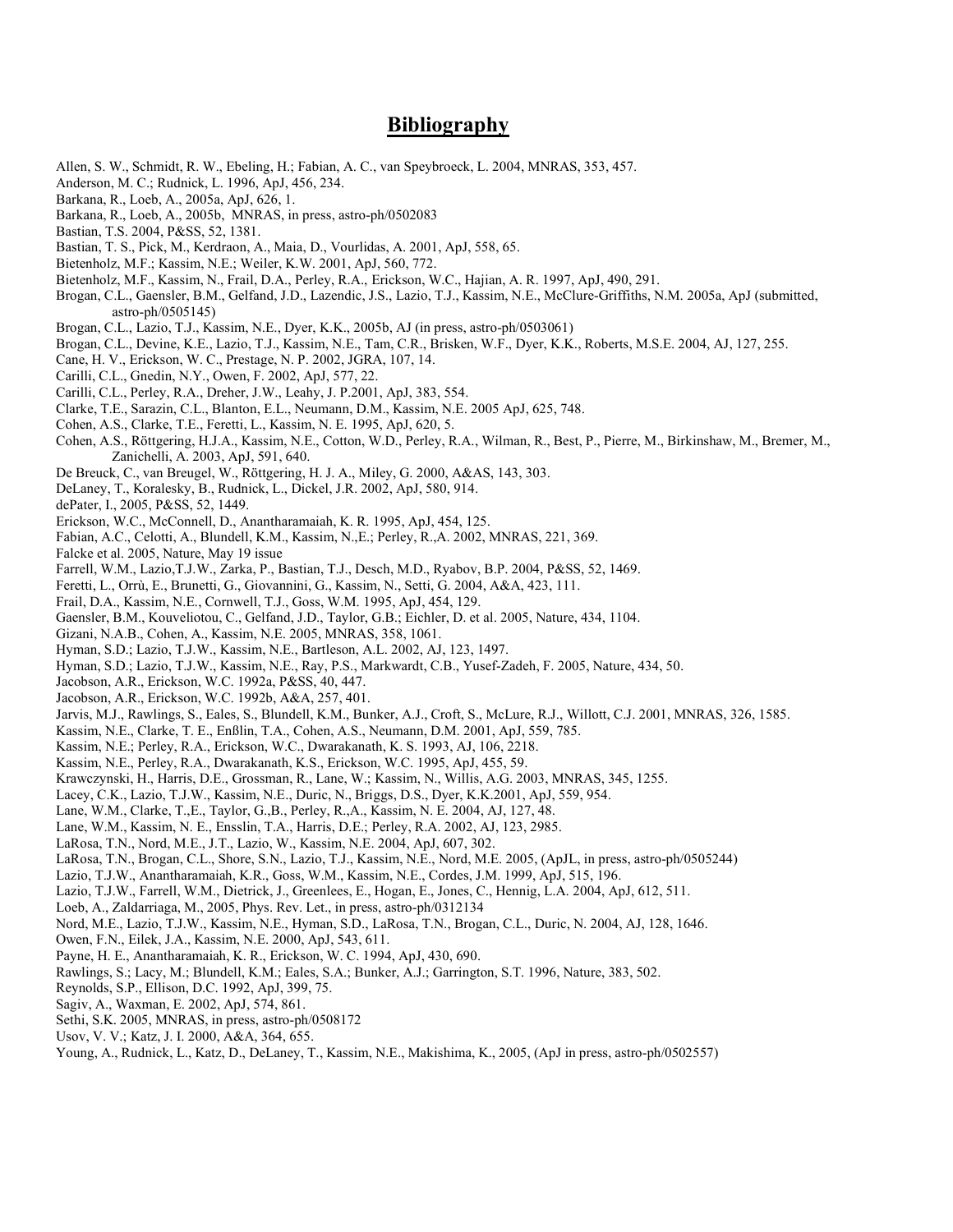# Bibliography

Allen, S. W., Schmidt, R. W., Ebeling, H.; Fabian, A. C., van Speybroeck, L. 2004, MNRAS, 353, 457.
Anderson, M. C.; Rudnick, L. 1996, ApJ, 456, 234.
Barkana, R., Loeb, A., 2005a, ApJ, 626, 1.
Barkana, R., Loeb, A., 2005b, MNRAS, in press, astro-ph/0502083
Bastian, T.S. 2004, P&SS, 52, 1381.
Bastian, T. S., Pick, M., Kerdraon, A., Maia, D., Vourlidas, A. 2001, ApJ, 558, 65.
Bietenholz, M.F.; Kassim, N.E.; Weiler, K.W. 2001, ApJ, 560, 772.
Bietenholz, M.F., Kassim, N., Frail, D.A., Perley, R.A., Erickson, W.C., Hajian, A. R. 1997, ApJ, 490, 291.
Brogan, C.L., Gaensler, B.M., Gelfand, J.D., Lazendic, J.S., Lazio, T.J., Kassim, N.E., McClure-Griffiths, N.M. 2005a, ApJ (submitted, astro-ph/0505145)
Brogan, C.L., Lazio, T.J., Kassim, N.E., Dyer, K.K., 2005b, AJ (in press, astro-ph/0503061)
Brogan, C.L., Devine, K.E., Lazio, T.J., Kassim, N.E., Tam, C.R., Brisken, W.F., Dyer, K.K., Roberts, M.S.E. 2004, AJ, 127, 255.
Cane, H. V., Erickson, W. C., Prestage, N. P. 2002, JGRA, 107, 14.
Carilli, C.L., Gnedin, N.Y., Owen, F. 2002, ApJ, 577, 22.
Carilli, C.L., Perley, R.A., Dreher, J.W., Leahy, J. P.2001, ApJ, 383, 554.
Clarke, T.E., Sarazin, C.L., Blanton, E.L., Neumann, D.M., Kassim, N.E. 2005 ApJ, 625, 748.
Cohen, A.S., Clarke, T.E., Feretti, L., Kassim, N. E. 1995, ApJ, 620, 5.
Cohen, A.S., Röttgering, H.J.A., Kassim, N.E., Cotton, W.D., Perley, R.A., Wilman, R., Best, P., Pierre, M., Birkinshaw, M., Bremer, M., Zanichelli, A. 2003, ApJ, 591, 640.
De Breuck, C., van Breugel, W., Röttgering, H. J. A., Miley, G. 2000, A&AS, 143, 303.
DeLaney, T., Koralesky, B., Rudnick, L., Dickel, J.R. 2002, ApJ, 580, 914.
dePater, I., 2005, P&SS, 52, 1449.
Erickson, W.C., McConnell, D., Anantharamaiah, K. R. 1995, ApJ, 454, 125.
Fabian, A.C., Celotti, A., Blundell, K.M., Kassim, N.,E.; Perley, R.,A. 2002, MNRAS, 221, 369.
Falcke et al. 2005, Nature, May 19 issue
Farrell, W.M., Lazio,T.J.W., Zarka, P., Bastian, T.J., Desch, M.D., Ryabov, B.P. 2004, P&SS, 52, 1469.
Feretti, L., Orrù, E., Brunetti, G., Giovannini, G., Kassim, N., Setti, G. 2004, A&A, 423, 111.
Frail, D.A., Kassim, N.E., Cornwell, T.J., Goss, W.M. 1995, ApJ, 454, 129.
Gaensler, B.M., Kouveliotou, C., Gelfand, J.D., Taylor, G.B.; Eichler, D. et al. 2005, Nature, 434, 1104.
Gizani, N.A.B., Cohen, A., Kassim, N.E. 2005, MNRAS, 358, 1061.
Hyman, S.D.; Lazio, T.J.W., Kassim, N.E., Bartleson, A.L. 2002, AJ, 123, 1497.
Hyman, S.D.; Lazio, T.J.W., Kassim, N.E., Ray, P.S., Markwardt, C.B., Yusef-Zadeh, F. 2005, Nature, 434, 50.
Jacobson, A.R., Erickson, W.C. 1992a, P&SS, 40, 447.
Jacobson, A.R., Erickson, W.C. 1992b, A&A, 257, 401.
Jarvis, M.J., Rawlings, S., Eales, S., Blundell, K.M., Bunker, A.J., Croft, S., McLure, R.J., Willott, C.J. 2001, MNRAS, 326, 1585.
Kassim, N.E., Clarke, T. E., Enßlin, T.A., Cohen, A.S., Neumann, D.M. 2001, ApJ, 559, 785.
Kassim, N.E.; Perley, R.A., Erickson, W.C., Dwarakanath, K. S. 1993, AJ, 106, 2218.
Kassim, N.E., Perley, R.A., Dwarakanath, K.S., Erickson, W.C. 1995, ApJ, 455, 59.
Krawczynski, H., Harris, D.E., Grossman, R., Lane, W.; Kassim, N., Willis, A.G. 2003, MNRAS, 345, 1255.
Lacey, C.K., Lazio, T.J.W., Kassim, N.E., Duric, N., Briggs, D.S., Dyer, K.K.2001, ApJ, 559, 954.
Lane, W.M., Clarke, T.,E., Taylor, G.,B., Perley, R.,A., Kassim, N. E. 2004, AJ, 127, 48.
Lane, W.M., Kassim, N. E., Ensslin, T.A., Harris, D.E.; Perley, R.A. 2002, AJ, 123, 2985.
LaRosa, T.N., Nord, M.E., J.T., Lazio, W., Kassim, N.E. 2004, ApJ, 607, 302.
LaRosa, T.N., Brogan, C.L., Shore, S.N., Lazio, T.J., Kassim, N.E., Nord, M.E. 2005, (ApJL, in press, astro-ph/0505244)
Lazio, T.J.W., Anantharamaiah, K.R., Goss, W.M., Kassim, N.E., Cordes, J.M. 1999, ApJ, 515, 196.
Lazio, T.J.W., Farrell, W.M., Dietrick, J., Greenlees, E., Hogan, E., Jones, C., Hennig, L.A. 2004, ApJ, 612, 511.
Loeb, A., Zaldarriaga, M., 2005, Phys. Rev. Let., in press, astro-ph/0312134
Nord, M.E., Lazio, T.J.W., Kassim, N.E., Hyman, S.D., LaRosa, T.N., Brogan, C.L., Duric, N. 2004, AJ, 128, 1646.
Owen, F.N., Eilek, J.A., Kassim, N.E. 2000, ApJ, 543, 611.
Payne, H. E., Anantharamaiah, K. R., Erickson, W. C. 1994, ApJ, 430, 690.
Rawlings, S.; Lacy, M.; Blundell, K.M.; Eales, S.A.; Bunker, A.J.; Garrington, S.T. 1996, Nature, 383, 502.
Reynolds, S.P., Ellison, D.C. 1992, ApJ, 399, 75.
Sagiv, A., Waxman, E. 2002, ApJ, 574, 861.
Sethi, S.K. 2005, MNRAS, in press, astro-ph/0508172
Usov, V. V.; Katz, J. I. 2000, A&A, 364, 655.
Young, A., Rudnick, L., Katz, D., DeLaney, T., Kassim, N.E., Makishima, K., 2005, (ApJ in press, astro-ph/0502557)